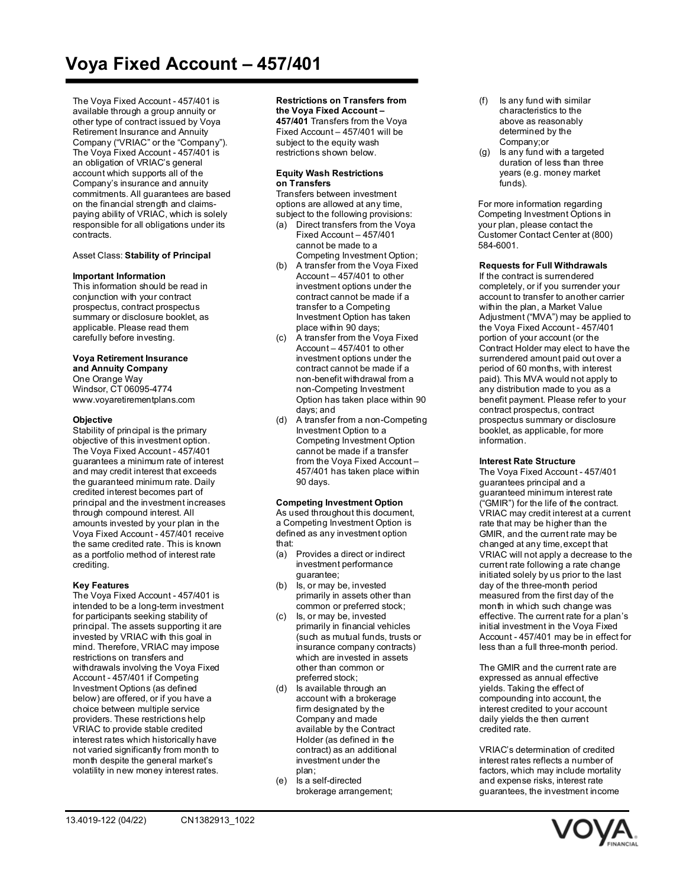# Voya Fixed Account – 457/401

The Voya Fixed Account - 457/401 is available through a group annuity or other type of contract issued by Voya Retirement Insurance and Annuity Company ("VRIAC" or the "Company"). The Voya Fixed Account - 457/401 is an obligation of VRIAC's general account which supports all of the Company's insurance and annuity commitments. All guarantees are based on the financial strength and claims-paying ability of VRIAC, which is solely responsible for all obligations under its contracts.

Asset Class: **Stability of Principal**

**Important Information**
This information should be read in conjunction with your contract prospectus, contract prospectus summary or disclosure booklet, as applicable. Please read them carefully before investing.

**Voya Retirement Insurance and Annuity Company**
One Orange Way
Windsor, CT 06095-4774
www.voyaretirementplans.com

**Objective**
Stability of principal is the primary objective of this investment option. The Voya Fixed Account - 457/401 guarantees a minimum rate of interest and may credit interest that exceeds the guaranteed minimum rate. Daily credited interest becomes part of principal and the investment increases through compound interest. All amounts invested by your plan in the Voya Fixed Account - 457/401 receive the same credited rate. This is known as a portfolio method of interest rate crediting.

**Key Features**
The Voya Fixed Account - 457/401 is intended to be a long-term investment for participants seeking stability of principal. The assets supporting it are invested by VRIAC with this goal in mind. Therefore, VRIAC may impose restrictions on transfers and withdrawals involving the Voya Fixed Account - 457/401 if Competing Investment Options (as defined below) are offered, or if you have a choice between multiple service providers. These restrictions help VRIAC to provide stable credited interest rates which historically have not varied significantly from month to month despite the general market's volatility in new money interest rates.

**Restrictions on Transfers from the Voya Fixed Account – 457/401** Transfers from the Voya Fixed Account – 457/401 will be subject to the equity wash restrictions shown below.

**Equity Wash Restrictions on Transfers**
Transfers between investment options are allowed at any time, subject to the following provisions:

(a) Direct transfers from the Voya Fixed Account – 457/401 cannot be made to a Competing Investment Option;
(b) A transfer from the Voya Fixed Account – 457/401 to other investment options under the contract cannot be made if a transfer to a Competing Investment Option has taken place within 90 days;
(c) A transfer from the Voya Fixed Account – 457/401 to other investment options under the contract cannot be made if a non-benefit withdrawal from a non-Competing Investment Option has taken place within 90 days; and
(d) A transfer from a non-Competing Investment Option to a Competing Investment Option cannot be made if a transfer from the Voya Fixed Account – 457/401 has taken place within 90 days.

**Competing Investment Option**
As used throughout this document, a Competing Investment Option is defined as any investment option that:

(a) Provides a direct or indirect investment performance guarantee;
(b) Is, or may be, invested primarily in assets other than common or preferred stock;
(c) Is, or may be, invested primarily in financial vehicles (such as mutual funds, trusts or insurance company contracts) which are invested in assets other than common or preferred stock;
(d) Is available through an account with a brokerage firm designated by the Company and made available by the Contract Holder (as defined in the contract) as an additional investment under the plan;
(e) Is a self-directed brokerage arrangement;
(f) Is any fund with similar characteristics to the above as reasonably determined by the Company;or
(g) Is any fund with a targeted duration of less than three years (e.g. money market funds).

For more information regarding Competing Investment Options in your plan, please contact the Customer Contact Center at (800) 584-6001.

**Requests for Full Withdrawals**
If the contract is surrendered completely, or if you surrender your account to transfer to another carrier within the plan, a Market Value Adjustment ("MVA") may be applied to the Voya Fixed Account - 457/401 portion of your account (or the Contract Holder may elect to have the surrendered amount paid out over a period of 60 months, with interest paid). This MVA would not apply to any distribution made to you as a benefit payment. Please refer to your contract prospectus, contract prospectus summary or disclosure booklet, as applicable, for more information.

**Interest Rate Structure**
The Voya Fixed Account - 457/401 guarantees principal and a guaranteed minimum interest rate ("GMIR") for the life of the contract. VRIAC may credit interest at a current rate that may be higher than the GMIR, and the current rate may be changed at any time, except that VRIAC will not apply a decrease to the current rate following a rate change initiated solely by us prior to the last day of the three-month period measured from the first day of the month in which such change was effective. The current rate for a plan's initial investment in the Voya Fixed Account - 457/401 may be in effect for less than a full three-month period.

The GMIR and the current rate are expressed as annual effective yields. Taking the effect of compounding into account, the interest credited to your account daily yields the then current credited rate.

VRIAC's determination of credited interest rates reflects a number of factors, which may include mortality and expense risks, interest rate guarantees, the investment income

13.4019-122 (04/22) CN1382913_1022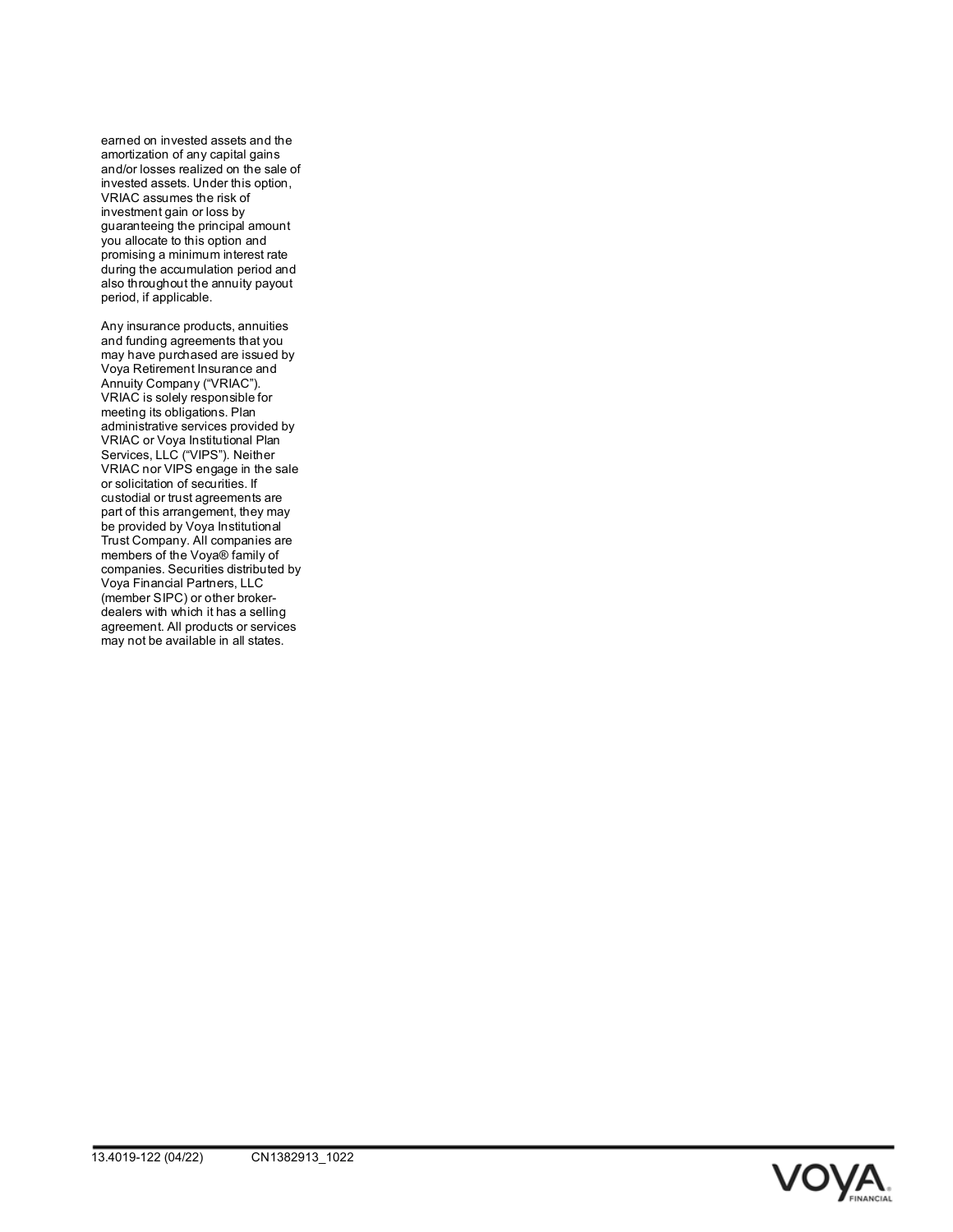earned on invested assets and the amortization of any capital gains and/or losses realized on the sale of invested assets. Under this option, VRIAC assumes the risk of investment gain or loss by guaranteeing the principal amount you allocate to this option and promising a minimum interest rate during the accumulation period and also throughout the annuity payout period, if applicable.

Any insurance products, annuities and funding agreements that you may have purchased are issued by Voya Retirement Insurance and Annuity Company ("VRIAC"). VRIAC is solely responsible for meeting its obligations. Plan administrative services provided by VRIAC or Voya Institutional Plan Services, LLC ("VIPS"). Neither VRIAC nor VIPS engage in the sale or solicitation of securities. If custodial or trust agreements are part of this arrangement, they may be provided by Voya Institutional Trust Company. All companies are members of the Voya® family of companies. Securities distributed by Voya Financial Partners, LLC (member SIPC) or other broker-dealers with which it has a selling agreement. All products or services may not be available in all states.

13.4019-122 (04/22) CN1382913_1022